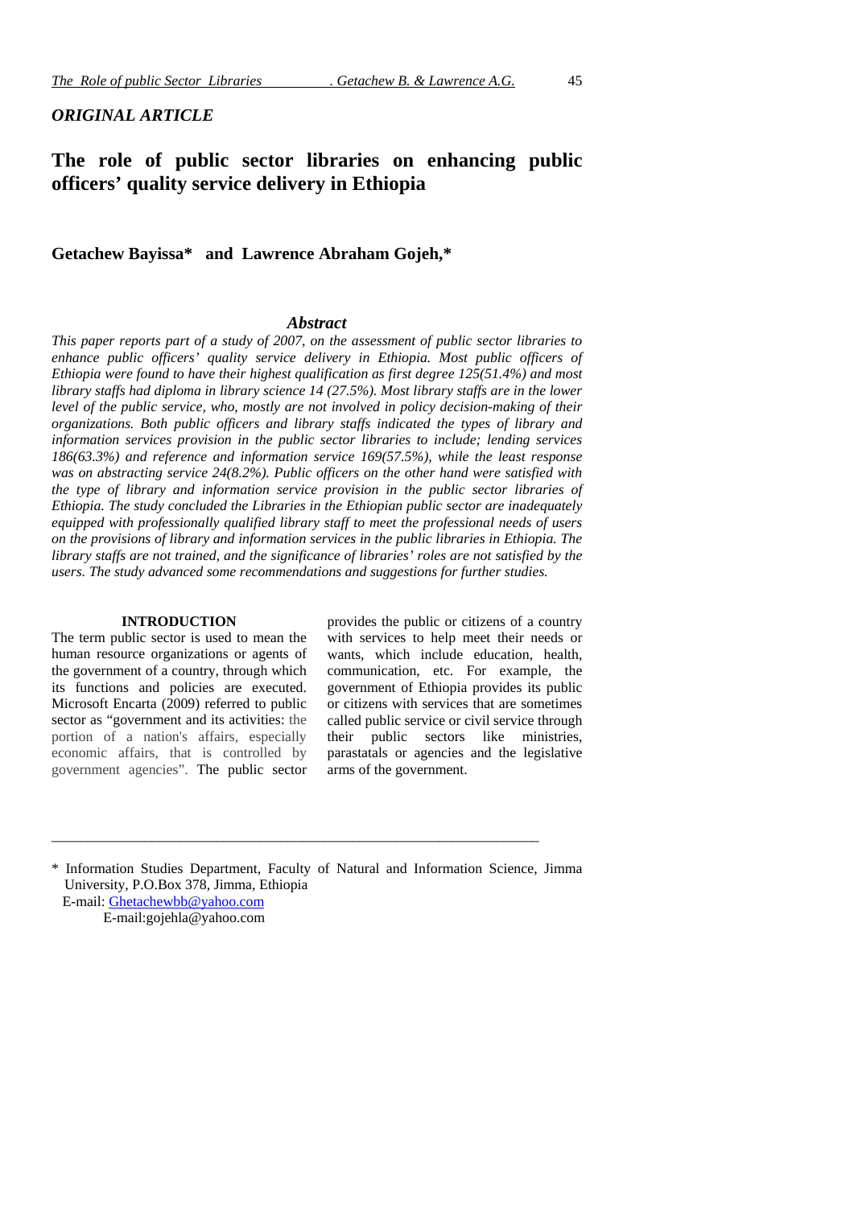*ORIGINAL ARTICLE*

# The role of public sector libraries on enhancing public officers' quality service delivery in Ethiopia

**Getachew Bayissa\* and Lawrence Abraham Gojeh,\***

### *Abstract*

*This paper reports part of a study of 2007, on the assessment of public sector libraries to enhance public officers' quality service delivery in Ethiopia. Most public officers of Ethiopia were found to have their highest qualification as first degree 125(51.4%) and most library staffs had diploma in library science 14 (27.5%). Most library staffs are in the lower level of the public service, who, mostly are not involved in policy decision-making of their organizations. Both public officers and library staffs indicated the types of library and information services provision in the public sector libraries to include; lending services 186(63.3%) and reference and information service 169(57.5%), while the least response was on abstracting service 24(8.2%). Public officers on the other hand were satisfied with the type of library and information service provision in the public sector libraries of Ethiopia. The study concluded the Libraries in the Ethiopian public sector are inadequately equipped with professionally qualified library staff to meet the professional needs of users on the provisions of library and information services in the public libraries in Ethiopia. The library staffs are not trained, and the significance of libraries' roles are not satisfied by the users. The study advanced some recommendations and suggestions for further studies.*

## INTRODUCTION

The term public sector is used to mean the human resource organizations or agents of the government of a country, through which its functions and policies are executed. Microsoft Encarta (2009) referred to public sector as "government and its activities: the portion of a nation's affairs, especially economic affairs, that is controlled by government agencies". The public sector provides the public or citizens of a country with services to help meet their needs or wants, which include education, health, communication, etc. For example, the government of Ethiopia provides its public or citizens with services that are sometimes called public service or civil service through their public sectors like ministries, parastatals or agencies and the legislative arms of the government.

---

\* Information Studies Department, Faculty of Natural and Information Science, Jimma University, P.O.Box 378, Jimma, Ethiopia
E-mail: Ghetachewbb@yahoo.com
E-mail:gojehla@yahoo.com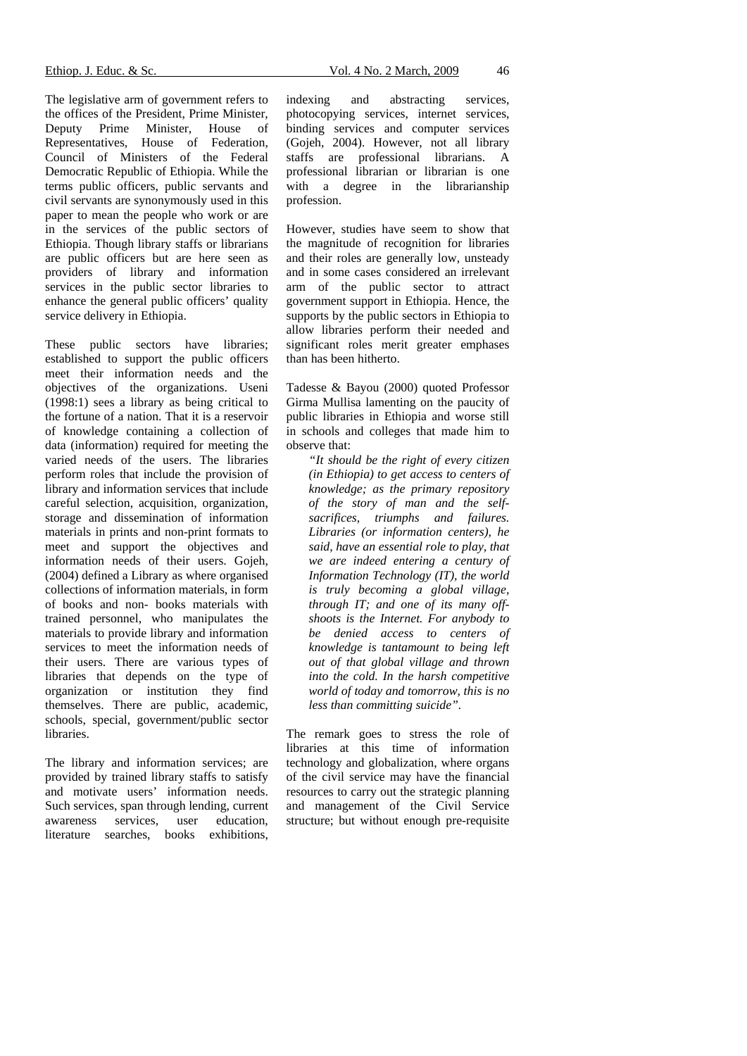The legislative arm of government refers to the offices of the President, Prime Minister, Deputy Prime Minister, House of Representatives, House of Federation, Council of Ministers of the Federal Democratic Republic of Ethiopia. While the terms public officers, public servants and civil servants are synonymously used in this paper to mean the people who work or are in the services of the public sectors of Ethiopia. Though library staffs or librarians are public officers but are here seen as providers of library and information services in the public sector libraries to enhance the general public officers' quality service delivery in Ethiopia.

These public sectors have libraries; established to support the public officers meet their information needs and the objectives of the organizations. Useni (1998:1) sees a library as being critical to the fortune of a nation. That it is a reservoir of knowledge containing a collection of data (information) required for meeting the varied needs of the users. The libraries perform roles that include the provision of library and information services that include careful selection, acquisition, organization, storage and dissemination of information materials in prints and non-print formats to meet and support the objectives and information needs of their users. Gojeh, (2004) defined a Library as where organised collections of information materials, in form of books and non- books materials with trained personnel, who manipulates the materials to provide library and information services to meet the information needs of their users. There are various types of libraries that depends on the type of organization or institution they find themselves. There are public, academic, schools, special, government/public sector libraries.

The library and information services; are provided by trained library staffs to satisfy and motivate users' information needs. Such services, span through lending, current awareness services, user education, literature searches, books exhibitions, indexing and abstracting services, photocopying services, internet services, binding services and computer services (Gojeh, 2004). However, not all library staffs are professional librarians. A professional librarian or librarian is one with a degree in the librarianship profession.

However, studies have seem to show that the magnitude of recognition for libraries and their roles are generally low, unsteady and in some cases considered an irrelevant arm of the public sector to attract government support in Ethiopia. Hence, the supports by the public sectors in Ethiopia to allow libraries perform their needed and significant roles merit greater emphases than has been hitherto.

Tadesse & Bayou (2000) quoted Professor Girma Mullisa lamenting on the paucity of public libraries in Ethiopia and worse still in schools and colleges that made him to observe that:

> *"It should be the right of every citizen (in Ethiopia) to get access to centers of knowledge; as the primary repository of the story of man and the self-sacrifices, triumphs and failures. Libraries (or information centers), he said, have an essential role to play, that we are indeed entering a century of Information Technology (IT), the world is truly becoming a global village, through IT; and one of its many off-shoots is the Internet. For anybody to be denied access to centers of knowledge is tantamount to being left out of that global village and thrown into the cold. In the harsh competitive world of today and tomorrow, this is no less than committing suicide".*

The remark goes to stress the role of libraries at this time of information technology and globalization, where organs of the civil service may have the financial resources to carry out the strategic planning and management of the Civil Service structure; but without enough pre-requisite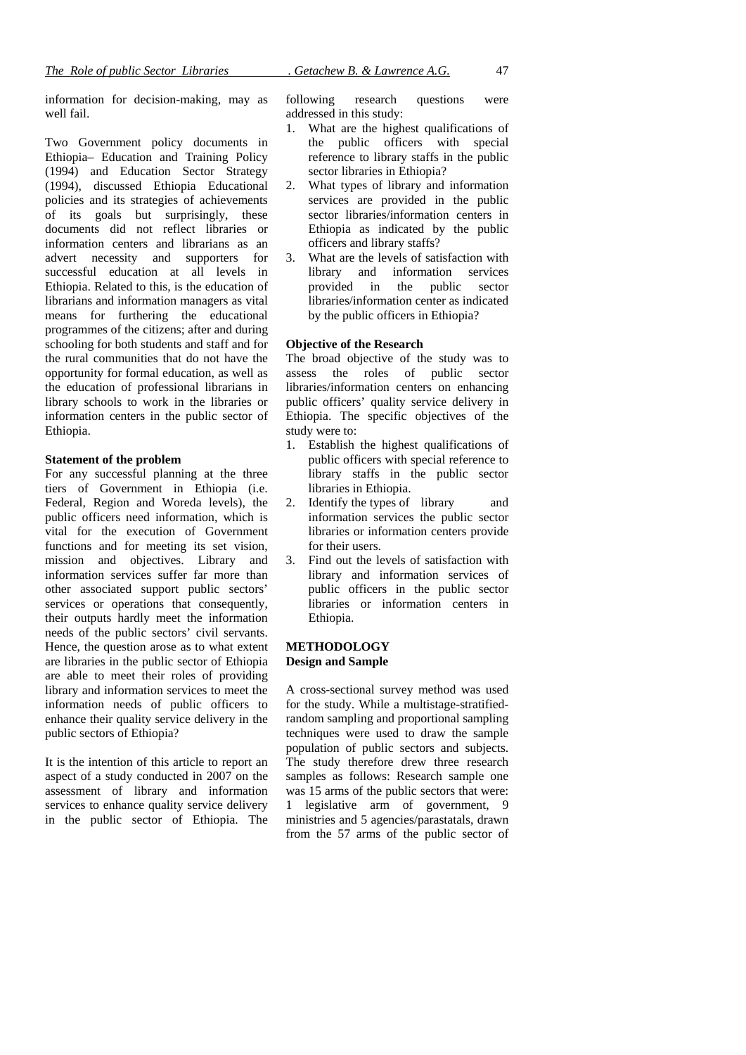information for decision-making, may as well fail.

Two Government policy documents in Ethiopia– Education and Training Policy (1994) and Education Sector Strategy (1994), discussed Ethiopia Educational policies and its strategies of achievements of its goals but surprisingly, these documents did not reflect libraries or information centers and librarians as an advert necessity and supporters for successful education at all levels in Ethiopia. Related to this, is the education of librarians and information managers as vital means for furthering the educational programmes of the citizens; after and during schooling for both students and staff and for the rural communities that do not have the opportunity for formal education, as well as the education of professional librarians in library schools to work in the libraries or information centers in the public sector of Ethiopia.

**Statement of the problem**

For any successful planning at the three tiers of Government in Ethiopia (i.e. Federal, Region and Woreda levels), the public officers need information, which is vital for the execution of Government functions and for meeting its set vision, mission and objectives. Library and information services suffer far more than other associated support public sectors' services or operations that consequently, their outputs hardly meet the information needs of the public sectors' civil servants. Hence, the question arose as to what extent are libraries in the public sector of Ethiopia are able to meet their roles of providing library and information services to meet the information needs of public officers to enhance their quality service delivery in the public sectors of Ethiopia?

It is the intention of this article to report an aspect of a study conducted in 2007 on the assessment of library and information services to enhance quality service delivery in the public sector of Ethiopia. The following research questions were addressed in this study:

1. What are the highest qualifications of the public officers with special reference to library staffs in the public sector libraries in Ethiopia?
2. What types of library and information services are provided in the public sector libraries/information centers in Ethiopia as indicated by the public officers and library staffs?
3. What are the levels of satisfaction with library and information services provided in the public sector libraries/information center as indicated by the public officers in Ethiopia?

**Objective of the Research**

The broad objective of the study was to assess the roles of public sector libraries/information centers on enhancing public officers' quality service delivery in Ethiopia. The specific objectives of the study were to:

1. Establish the highest qualifications of public officers with special reference to library staffs in the public sector libraries in Ethiopia.
2. Identify the types of library and information services the public sector libraries or information centers provide for their users.
3. Find out the levels of satisfaction with library and information services of public officers in the public sector libraries or information centers in Ethiopia.

## METHODOLOGY

### Design and Sample

A cross-sectional survey method was used for the study. While a multistage-stratified-random sampling and proportional sampling techniques were used to draw the sample population of public sectors and subjects. The study therefore drew three research samples as follows: Research sample one was 15 arms of the public sectors that were: 1 legislative arm of government, 9 ministries and 5 agencies/parastatals, drawn from the 57 arms of the public sector of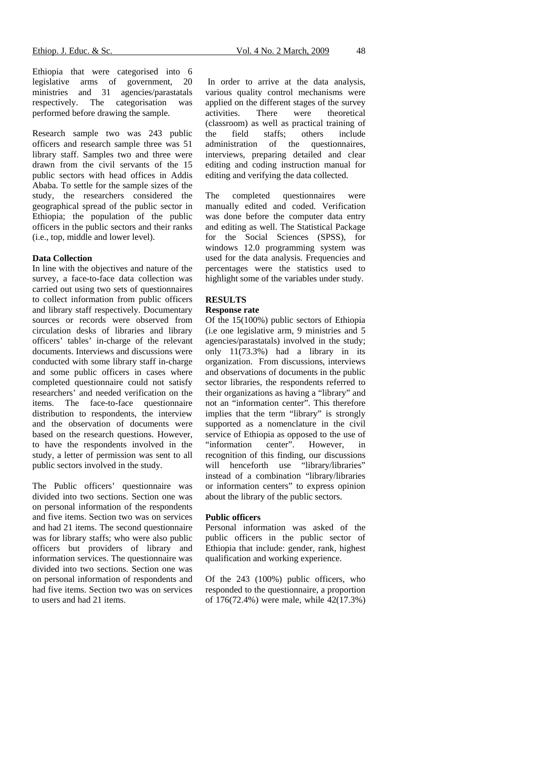Ethiopia that were categorised into 6 legislative arms of government, 20 ministries and 31 agencies/parastatals respectively. The categorisation was performed before drawing the sample.

Research sample two was 243 public officers and research sample three was 51 library staff. Samples two and three were drawn from the civil servants of the 15 public sectors with head offices in Addis Ababa. To settle for the sample sizes of the study, the researchers considered the geographical spread of the public sector in Ethiopia; the population of the public officers in the public sectors and their ranks (i.e., top, middle and lower level).

**Data Collection**

In line with the objectives and nature of the survey, a face-to-face data collection was carried out using two sets of questionnaires to collect information from public officers and library staff respectively. Documentary sources or records were observed from circulation desks of libraries and library officers' tables' in-charge of the relevant documents. Interviews and discussions were conducted with some library staff in-charge and some public officers in cases where completed questionnaire could not satisfy researchers' and needed verification on the items. The face-to-face questionnaire distribution to respondents, the interview and the observation of documents were based on the research questions. However, to have the respondents involved in the study, a letter of permission was sent to all public sectors involved in the study.

The Public officers' questionnaire was divided into two sections. Section one was on personal information of the respondents and five items. Section two was on services and had 21 items. The second questionnaire was for library staffs; who were also public officers but providers of library and information services. The questionnaire was divided into two sections. Section one was on personal information of respondents and had five items. Section two was on services to users and had 21 items.

In order to arrive at the data analysis, various quality control mechanisms were applied on the different stages of the survey activities. There were theoretical (classroom) as well as practical training of the field staffs; others include administration of the questionnaires, interviews, preparing detailed and clear editing and coding instruction manual for editing and verifying the data collected.

The completed questionnaires were manually edited and coded. Verification was done before the computer data entry and editing as well. The Statistical Package for the Social Sciences (SPSS), for windows 12.0 programming system was used for the data analysis. Frequencies and percentages were the statistics used to highlight some of the variables under study.

## RESULTS

**Response rate**

Of the 15(100%) public sectors of Ethiopia (i.e one legislative arm, 9 ministries and 5 agencies/parastatals) involved in the study; only 11(73.3%) had a library in its organization. From discussions, interviews and observations of documents in the public sector libraries, the respondents referred to their organizations as having a "library" and not an "information center". This therefore implies that the term "library" is strongly supported as a nomenclature in the civil service of Ethiopia as opposed to the use of "information center". However, in recognition of this finding, our discussions will henceforth use "library/libraries" instead of a combination "library/libraries or information centers" to express opinion about the library of the public sectors.

**Public officers**

Personal information was asked of the public officers in the public sector of Ethiopia that include: gender, rank, highest qualification and working experience.

Of the 243 (100%) public officers, who responded to the questionnaire, a proportion of 176(72.4%) were male, while 42(17.3%)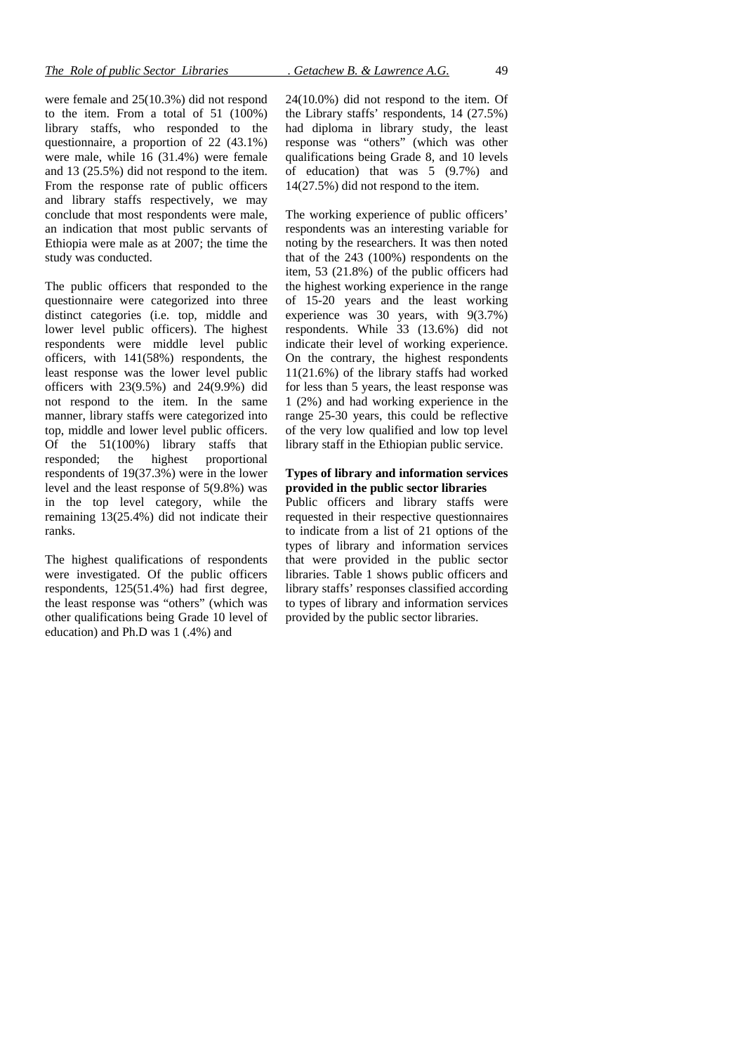were female and 25(10.3%) did not respond to the item. From a total of 51 (100%) library staffs, who responded to the questionnaire, a proportion of 22 (43.1%) were male, while 16 (31.4%) were female and 13 (25.5%) did not respond to the item. From the response rate of public officers and library staffs respectively, we may conclude that most respondents were male, an indication that most public servants of Ethiopia were male as at 2007; the time the study was conducted.

The public officers that responded to the questionnaire were categorized into three distinct categories (i.e. top, middle and lower level public officers). The highest respondents were middle level public officers, with 141(58%) respondents, the least response was the lower level public officers with 23(9.5%) and 24(9.9%) did not respond to the item. In the same manner, library staffs were categorized into top, middle and lower level public officers. Of the 51(100%) library staffs that responded; the highest proportional respondents of 19(37.3%) were in the lower level and the least response of 5(9.8%) was in the top level category, while the remaining 13(25.4%) did not indicate their ranks.

The highest qualifications of respondents were investigated. Of the public officers respondents, 125(51.4%) had first degree, the least response was "others" (which was other qualifications being Grade 10 level of education) and Ph.D was 1 (.4%) and 24(10.0%) did not respond to the item. Of the Library staffs' respondents, 14 (27.5%) had diploma in library study, the least response was "others" (which was other qualifications being Grade 8, and 10 levels of education) that was 5 (9.7%) and 14(27.5%) did not respond to the item.

The working experience of public officers' respondents was an interesting variable for noting by the researchers. It was then noted that of the 243 (100%) respondents on the item, 53 (21.8%) of the public officers had the highest working experience in the range of 15-20 years and the least working experience was 30 years, with 9(3.7%) respondents. While 33 (13.6%) did not indicate their level of working experience. On the contrary, the highest respondents 11(21.6%) of the library staffs had worked for less than 5 years, the least response was 1 (2%) and had working experience in the range 25-30 years, this could be reflective of the very low qualified and low top level library staff in the Ethiopian public service.

**Types of library and information services provided in the public sector libraries**

Public officers and library staffs were requested in their respective questionnaires to indicate from a list of 21 options of the types of library and information services that were provided in the public sector libraries. Table 1 shows public officers and library staffs' responses classified according to types of library and information services provided by the public sector libraries.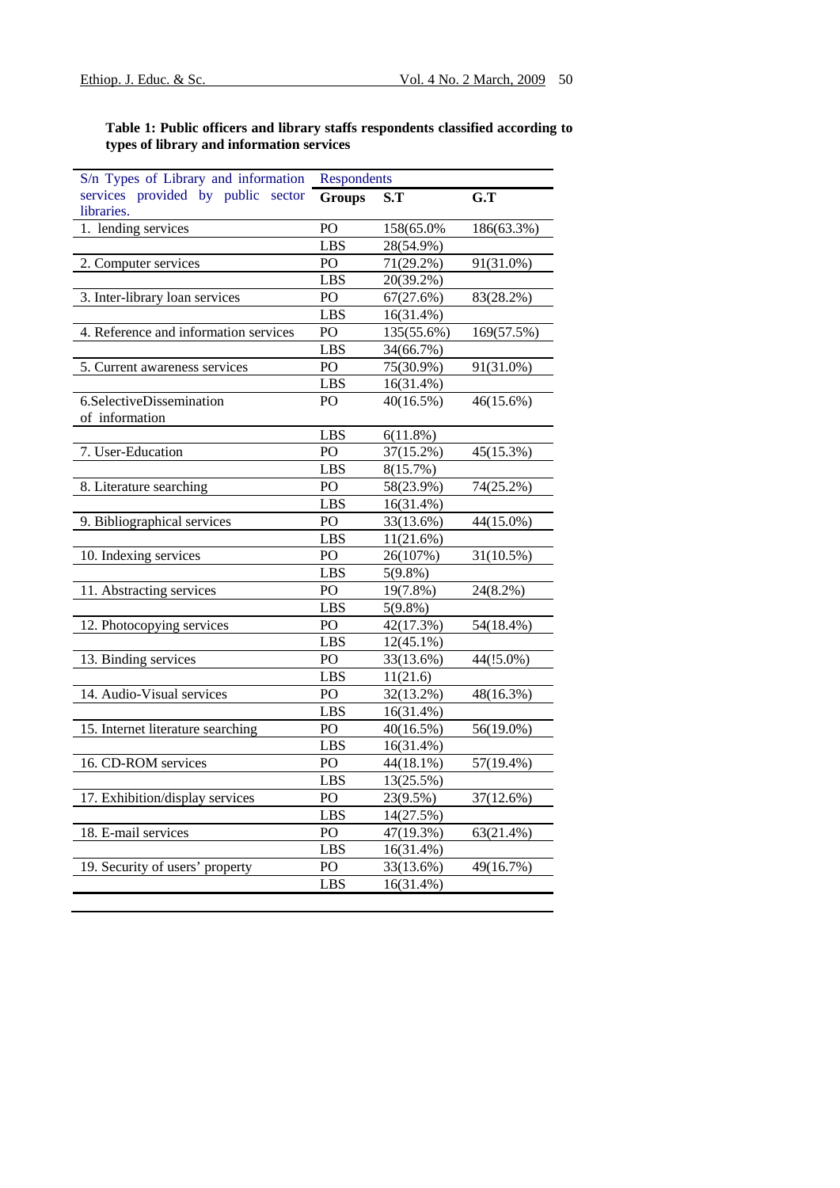**Table 1: Public officers and library staffs respondents classified according to types of library and information services**

| S/n Types of Library and information services provided by public sector libraries. | Respondents | | |
|---|---|---|---|
| | **Groups** | **S.T** | **G.T** |
| 1. lending services | PO | 158(65.0% | 186(63.3%) |
| | LBS | 28(54.9%) | |
| 2. Computer services | PO | 71(29.2%) | 91(31.0%) |
| | LBS | 20(39.2%) | |
| 3. Inter-library loan services | PO | 67(27.6%) | 83(28.2%) |
| | LBS | 16(31.4%) | |
| 4. Reference and information services | PO | 135(55.6%) | 169(57.5%) |
| | LBS | 34(66.7%) | |
| 5. Current awareness services | PO | 75(30.9%) | 91(31.0%) |
| | LBS | 16(31.4%) | |
| 6.SelectiveDissemination of information | PO | 40(16.5%) | 46(15.6%) |
| | LBS | 6(11.8%) | |
| 7. User-Education | PO | 37(15.2%) | 45(15.3%) |
| | LBS | 8(15.7%) | |
| 8. Literature searching | PO | 58(23.9%) | 74(25.2%) |
| | LBS | 16(31.4%) | |
| 9. Bibliographical services | PO | 33(13.6%) | 44(15.0%) |
| | LBS | 11(21.6%) | |
| 10. Indexing services | PO | 26(107%) | 31(10.5%) |
| | LBS | 5(9.8%) | |
| 11. Abstracting services | PO | 19(7.8%) | 24(8.2%) |
| | LBS | 5(9.8%) | |
| 12. Photocopying services | PO | 42(17.3%) | 54(18.4%) |
| | LBS | 12(45.1%) | |
| 13. Binding services | PO | 33(13.6%) | 44(!5.0%) |
| | LBS | 11(21.6) | |
| 14. Audio-Visual services | PO | 32(13.2%) | 48(16.3%) |
| | LBS | 16(31.4%) | |
| 15. Internet literature searching | PO | 40(16.5%) | 56(19.0%) |
| | LBS | 16(31.4%) | |
| 16. CD-ROM services | PO | 44(18.1%) | 57(19.4%) |
| | LBS | 13(25.5%) | |
| 17. Exhibition/display services | PO | 23(9.5%) | 37(12.6%) |
| | LBS | 14(27.5%) | |
| 18. E-mail services | PO | 47(19.3%) | 63(21.4%) |
| | LBS | 16(31.4%) | |
| 19. Security of users' property | PO | 33(13.6%) | 49(16.7%) |
| | LBS | 16(31.4%) | |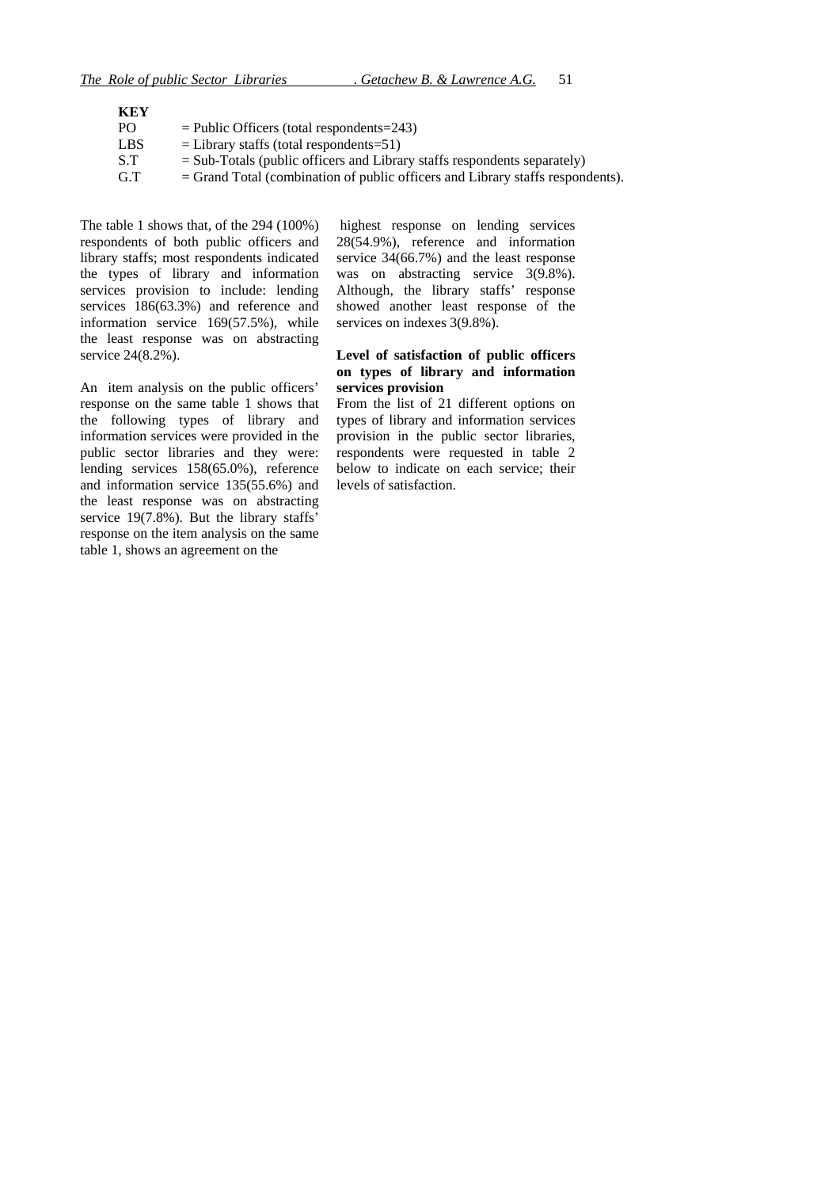**KEY**

| | |
|---|---|
| PO | = Public Officers (total respondents=243) |
| LBS | = Library staffs (total respondents=51) |
| S.T | = Sub-Totals (public officers and Library staffs respondents separately) |
| G.T | = Grand Total (combination of public officers and Library staffs respondents). |

The table 1 shows that, of the 294 (100%) respondents of both public officers and library staffs; most respondents indicated the types of library and information services provision to include: lending services 186(63.3%) and reference and information service 169(57.5%), while the least response was on abstracting service 24(8.2%).

An item analysis on the public officers' response on the same table 1 shows that the following types of library and information services were provided in the public sector libraries and they were: lending services 158(65.0%), reference and information service 135(55.6%) and the least response was on abstracting service 19(7.8%). But the library staffs' response on the item analysis on the same table 1, shows an agreement on the highest response on lending services 28(54.9%), reference and information service 34(66.7%) and the least response was on abstracting service 3(9.8%). Although, the library staffs' response showed another least response of the services on indexes 3(9.8%).

**Level of satisfaction of public officers on types of library and information services provision**

From the list of 21 different options on types of library and information services provision in the public sector libraries, respondents were requested in table 2 below to indicate on each service; their levels of satisfaction.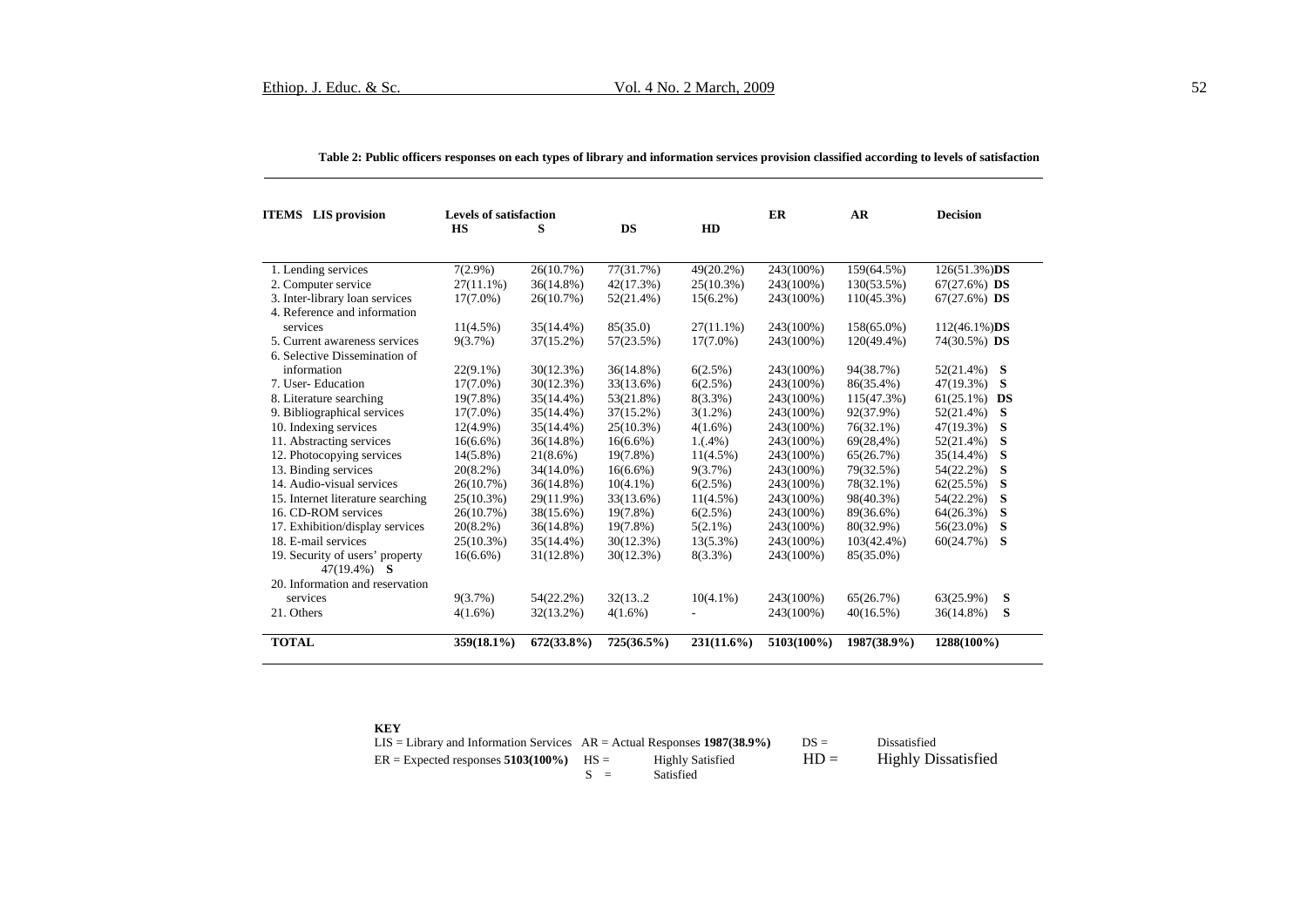**Table 2: Public officers responses on each types of library and information services provision classified according to levels of satisfaction**

| ITEMS LIS provision | Levels of satisfaction HS | S | DS | HD | ER | AR | Decision |
|---|---|---|---|---|---|---|---|
| 1. Lending services | 7(2.9%) | 26(10.7%) | 77(31.7%) | 49(20.2%) | 243(100%) | 159(64.5%) | 126(51.3%)**DS** |
| 2. Computer service | 27(11.1%) | 36(14.8%) | 42(17.3%) | 25(10.3%) | 243(100%) | 130(53.5%) | 67(27.6%) **DS** |
| 3. Inter-library loan services | 17(7.0%) | 26(10.7%) | 52(21.4%) | 15(6.2%) | 243(100%) | 110(45.3%) | 67(27.6%) **DS** |
| 4. Reference and information services | 11(4.5%) | 35(14.4%) | 85(35.0) | 27(11.1%) | 243(100%) | 158(65.0%) | 112(46.1%)**DS** |
| 5. Current awareness services | 9(3.7%) | 37(15.2%) | 57(23.5%) | 17(7.0%) | 243(100%) | 120(49.4%) | 74(30.5%) **DS** |
| 6. Selective Dissemination of information | 22(9.1%) | 30(12.3%) | 36(14.8%) | 6(2.5%) | 243(100%) | 94(38.7%) | 52(21.4%) **S** |
| 7. User- Education | 17(7.0%) | 30(12.3%) | 33(13.6%) | 6(2.5%) | 243(100%) | 86(35.4%) | 47(19.3%) **S** |
| 8. Literature searching | 19(7.8%) | 35(14.4%) | 53(21.8%) | 8(3.3%) | 243(100%) | 115(47.3%) | 61(25.1%) **DS** |
| 9. Bibliographical services | 17(7.0%) | 35(14.4%) | 37(15.2%) | 3(1.2%) | 243(100%) | 92(37.9%) | 52(21.4%) **S** |
| 10. Indexing services | 12(4.9%) | 35(14.4%) | 25(10.3%) | 4(1.6%) | 243(100%) | 76(32.1%) | 47(19.3%) **S** |
| 11. Abstracting services | 16(6.6%) | 36(14.8%) | 16(6.6%) | 1.(.4%) | 243(100%) | 69(28,4%) | 52(21.4%) **S** |
| 12. Photocopying services | 14(5.8%) | 21(8.6%) | 19(7.8%) | 11(4.5%) | 243(100%) | 65(26.7%) | 35(14.4%) **S** |
| 13. Binding services | 20(8.2%) | 34(14.0%) | 16(6.6%) | 9(3.7%) | 243(100%) | 79(32.5%) | 54(22.2%) **S** |
| 14. Audio-visual services | 26(10.7%) | 36(14.8%) | 10(4.1%) | 6(2.5%) | 243(100%) | 78(32.1%) | 62(25.5%) **S** |
| 15. Internet literature searching | 25(10.3%) | 29(11.9%) | 33(13.6%) | 11(4.5%) | 243(100%) | 98(40.3%) | 54(22.2%) **S** |
| 16. CD-ROM services | 26(10.7%) | 38(15.6%) | 19(7.8%) | 6(2.5%) | 243(100%) | 89(36.6%) | 64(26.3%) **S** |
| 17. Exhibition/display services | 20(8.2%) | 36(14.8%) | 19(7.8%) | 5(2.1%) | 243(100%) | 80(32.9%) | 56(23.0%) **S** |
| 18. E-mail services | 25(10.3%) | 35(14.4%) | 30(12.3%) | 13(5.3%) | 243(100%) | 103(42.4%) | 60(24.7%) **S** |
| 19. Security of users' property 47(19.4%) **S** | 16(6.6%) | 31(12.8%) | 30(12.3%) | 8(3.3%) | 243(100%) | 85(35.0%) | |
| 20. Information and reservation services | 9(3.7%) | 54(22.2%) | 32(13..2 | 10(4.1%) | 243(100%) | 65(26.7%) | 63(25.9%) **S** |
| 21. Others | 4(1.6%) | 32(13.2%) | 4(1.6%) | - | 243(100%) | 40(16.5%) | 36(14.8%) **S** |
| **TOTAL** | **359(18.1%)** | **672(33.8%)** | **725(36.5%)** | **231(11.6%)** | **5103(100%)** | **1987(38.9%)** | **1288(100%)** |

**KEY**

LIS = Library and Information Services AR = Actual Responses **1987(38.9%)** DS = Dissatisfied

ER = Expected responses **5103(100%)** HS = Highly Satisfied HD = Highly Dissatisfied

S = Satisfied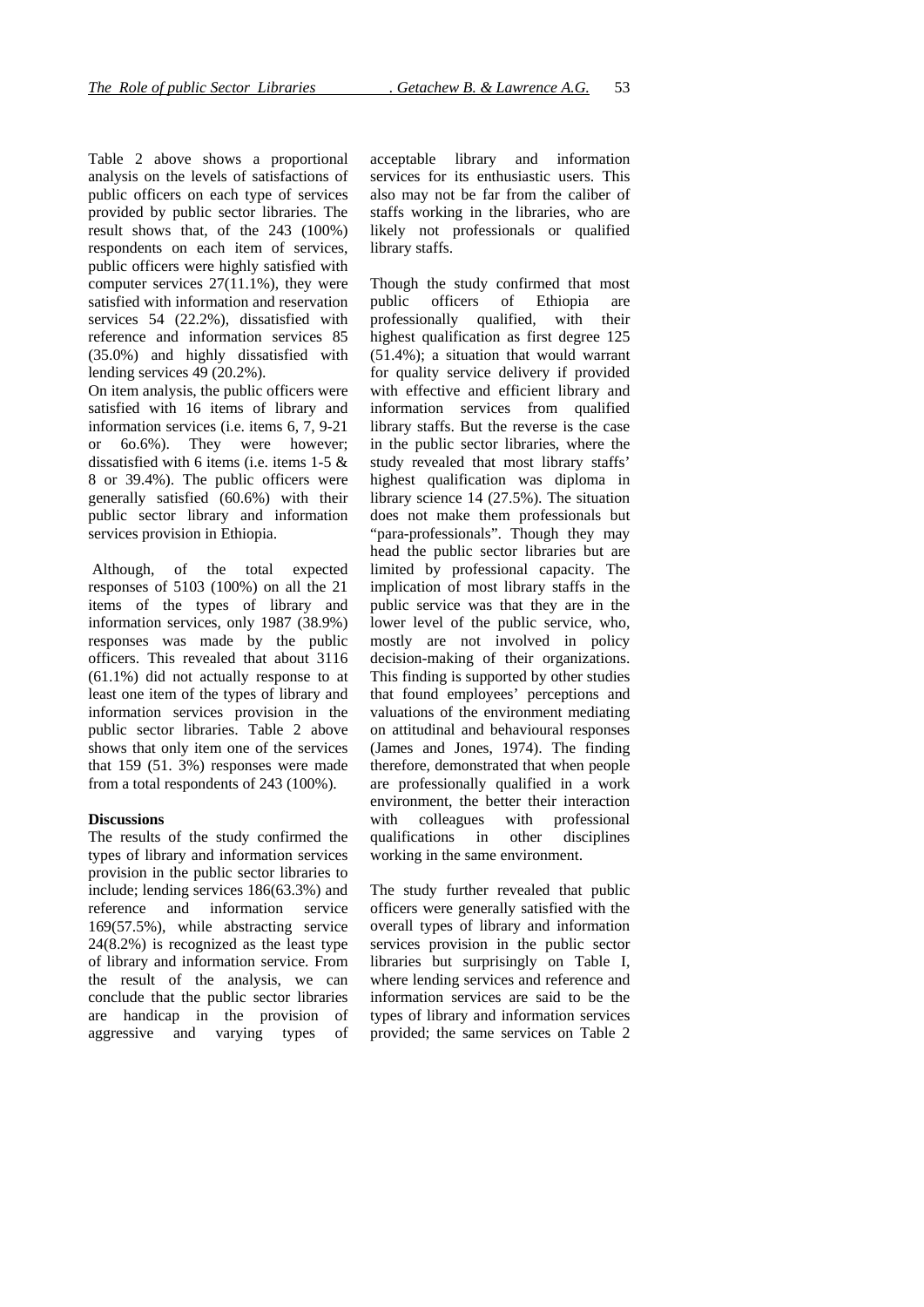Table 2 above shows a proportional analysis on the levels of satisfactions of public officers on each type of services provided by public sector libraries. The result shows that, of the 243 (100%) respondents on each item of services, public officers were highly satisfied with computer services 27(11.1%), they were satisfied with information and reservation services 54 (22.2%), dissatisfied with reference and information services 85 (35.0%) and highly dissatisfied with lending services 49 (20.2%).

On item analysis, the public officers were satisfied with 16 items of library and information services (i.e. items 6, 7, 9-21 or 6o.6%). They were however; dissatisfied with 6 items (i.e. items 1-5 & 8 or 39.4%). The public officers were generally satisfied (60.6%) with their public sector library and information services provision in Ethiopia.

Although, of the total expected responses of 5103 (100%) on all the 21 items of the types of library and information services, only 1987 (38.9%) responses was made by the public officers. This revealed that about 3116 (61.1%) did not actually response to at least one item of the types of library and information services provision in the public sector libraries. Table 2 above shows that only item one of the services that 159 (51. 3%) responses were made from a total respondents of 243 (100%).

**Discussions**

The results of the study confirmed the types of library and information services provision in the public sector libraries to include; lending services 186(63.3%) and reference and information service 169(57.5%), while abstracting service 24(8.2%) is recognized as the least type of library and information service. From the result of the analysis, we can conclude that the public sector libraries are handicap in the provision of aggressive and varying types of acceptable library and information services for its enthusiastic users. This also may not be far from the caliber of staffs working in the libraries, who are likely not professionals or qualified library staffs.

Though the study confirmed that most public officers of Ethiopia are professionally qualified, with their highest qualification as first degree 125 (51.4%); a situation that would warrant for quality service delivery if provided with effective and efficient library and information services from qualified library staffs. But the reverse is the case in the public sector libraries, where the study revealed that most library staffs' highest qualification was diploma in library science 14 (27.5%). The situation does not make them professionals but "para-professionals". Though they may head the public sector libraries but are limited by professional capacity. The implication of most library staffs in the public service was that they are in the lower level of the public service, who, mostly are not involved in policy decision-making of their organizations. This finding is supported by other studies that found employees' perceptions and valuations of the environment mediating on attitudinal and behavioural responses (James and Jones, 1974). The finding therefore, demonstrated that when people are professionally qualified in a work environment, the better their interaction with colleagues with professional qualifications in other disciplines working in the same environment.

The study further revealed that public officers were generally satisfied with the overall types of library and information services provision in the public sector libraries but surprisingly on Table I, where lending services and reference and information services are said to be the types of library and information services provided; the same services on Table 2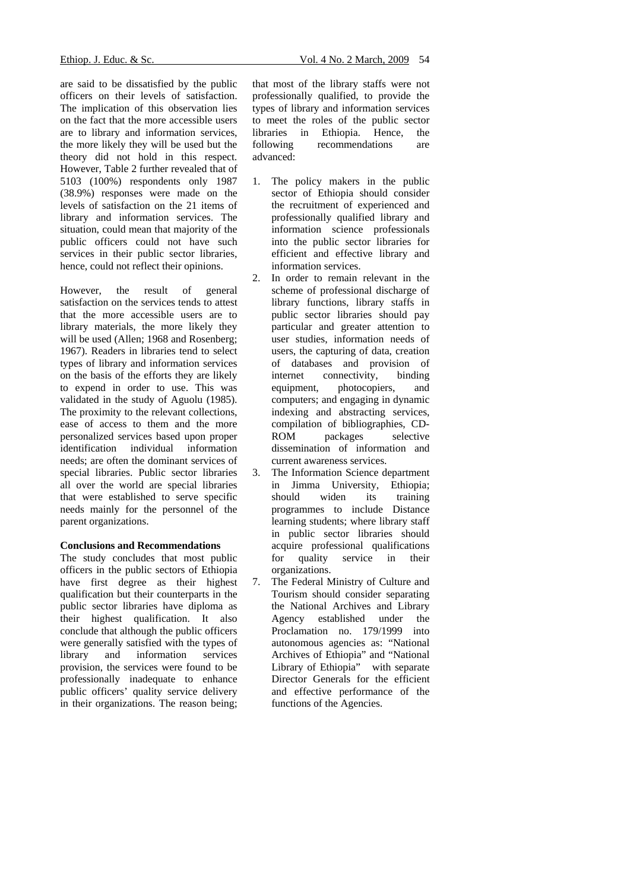are said to be dissatisfied by the public officers on their levels of satisfaction. The implication of this observation lies on the fact that the more accessible users are to library and information services, the more likely they will be used but the theory did not hold in this respect. However, Table 2 further revealed that of 5103 (100%) respondents only 1987 (38.9%) responses were made on the levels of satisfaction on the 21 items of library and information services. The situation, could mean that majority of the public officers could not have such services in their public sector libraries, hence, could not reflect their opinions.

However, the result of general satisfaction on the services tends to attest that the more accessible users are to library materials, the more likely they will be used (Allen; 1968 and Rosenberg; 1967). Readers in libraries tend to select types of library and information services on the basis of the efforts they are likely to expend in order to use. This was validated in the study of Aguolu (1985). The proximity to the relevant collections, ease of access to them and the more personalized services based upon proper identification individual information needs; are often the dominant services of special libraries. Public sector libraries all over the world are special libraries that were established to serve specific needs mainly for the personnel of the parent organizations.

**Conclusions and Recommendations**

The study concludes that most public officers in the public sectors of Ethiopia have first degree as their highest qualification but their counterparts in the public sector libraries have diploma as their highest qualification. It also conclude that although the public officers were generally satisfied with the types of library and information services provision, the services were found to be professionally inadequate to enhance public officers' quality service delivery in their organizations. The reason being; that most of the library staffs were not professionally qualified, to provide the types of library and information services to meet the roles of the public sector libraries in Ethiopia. Hence, the following recommendations are advanced:

1. The policy makers in the public sector of Ethiopia should consider the recruitment of experienced and professionally qualified library and information science professionals into the public sector libraries for efficient and effective library and information services.
2. In order to remain relevant in the scheme of professional discharge of library functions, library staffs in public sector libraries should pay particular and greater attention to user studies, information needs of users, the capturing of data, creation of databases and provision of internet connectivity, binding equipment, photocopiers, and computers; and engaging in dynamic indexing and abstracting services, compilation of bibliographies, CD-ROM packages selective dissemination of information and current awareness services.
3. The Information Science department in Jimma University, Ethiopia; should widen its training programmes to include Distance learning students; where library staff in public sector libraries should acquire professional qualifications for quality service in their organizations.
7. The Federal Ministry of Culture and Tourism should consider separating the National Archives and Library Agency established under the Proclamation no. 179/1999 into autonomous agencies as: "National Archives of Ethiopia" and "National Library of Ethiopia" with separate Director Generals for the efficient and effective performance of the functions of the Agencies.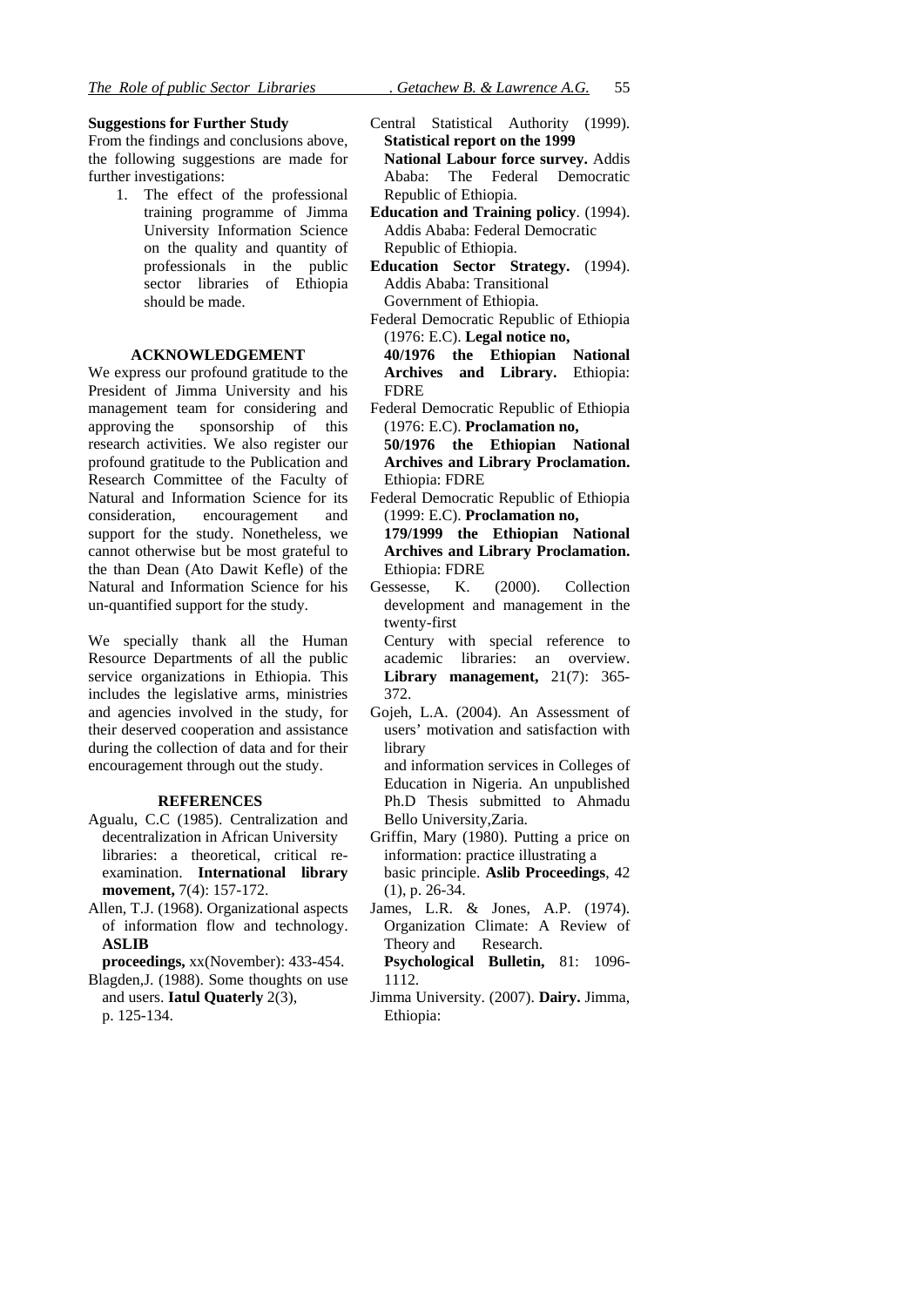**Suggestions for Further Study**

From the findings and conclusions above, the following suggestions are made for further investigations:

1. The effect of the professional training programme of Jimma University Information Science on the quality and quantity of professionals in the public sector libraries of Ethiopia should be made.

## ACKNOWLEDGEMENT

We express our profound gratitude to the President of Jimma University and his management team for considering and approving the sponsorship of this research activities. We also register our profound gratitude to the Publication and Research Committee of the Faculty of Natural and Information Science for its consideration, encouragement and support for the study. Nonetheless, we cannot otherwise but be most grateful to the than Dean (Ato Dawit Kefle) of the Natural and Information Science for his un-quantified support for the study.

We specially thank all the Human Resource Departments of all the public service organizations in Ethiopia. This includes the legislative arms, ministries and agencies involved in the study, for their deserved cooperation and assistance during the collection of data and for their encouragement through out the study.

## REFERENCES

Agualu, C.C (1985). Centralization and decentralization in African University libraries: a theoretical, critical re-examination. **International library movement,** 7(4): 157-172.

Allen, T.J. (1968). Organizational aspects of information flow and technology. **ASLIB proceedings,** xx(November): 433-454.

Blagden,J. (1988). Some thoughts on use and users. **Iatul Quaterly** 2(3), p. 125-134.

Central Statistical Authority (1999). **Statistical report on the 1999 National Labour force survey.** Addis Ababa: The Federal Democratic Republic of Ethiopia.

**Education and Training policy**. (1994). Addis Ababa: Federal Democratic Republic of Ethiopia.

**Education Sector Strategy.** (1994). Addis Ababa: Transitional Government of Ethiopia.

Federal Democratic Republic of Ethiopia (1976: E.C). **Legal notice no, 40/1976 the Ethiopian National Archives and Library.** Ethiopia: FDRE

Federal Democratic Republic of Ethiopia (1976: E.C). **Proclamation no, 50/1976 the Ethiopian National Archives and Library Proclamation.** Ethiopia: FDRE

Federal Democratic Republic of Ethiopia (1999: E.C). **Proclamation no, 179/1999 the Ethiopian National Archives and Library Proclamation.** Ethiopia: FDRE

Gessesse, K. (2000). Collection development and management in the twenty-first Century with special reference to academic libraries: an overview. **Library management,** 21(7): 365-372.

Gojeh, L.A. (2004). An Assessment of users' motivation and satisfaction with library and information services in Colleges of Education in Nigeria. An unpublished Ph.D Thesis submitted to Ahmadu Bello University,Zaria.

Griffin, Mary (1980). Putting a price on information: practice illustrating a basic principle. **Aslib Proceedings**, 42 (1), p. 26-34.

James, L.R. & Jones, A.P. (1974). Organization Climate: A Review of Theory and Research. **Psychological Bulletin,** 81: 1096-1112.

Jimma University. (2007). **Dairy.** Jimma, Ethiopia: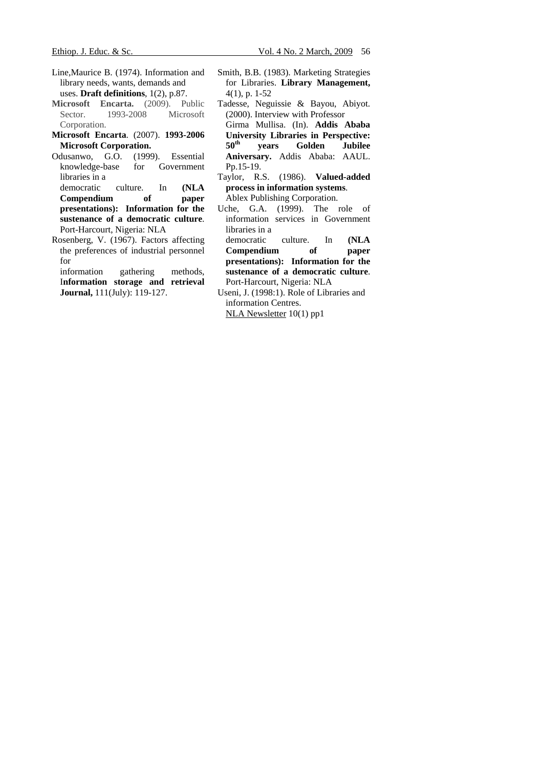Line,Maurice B. (1974). Information and library needs, wants, demands and uses. **Draft definitions**, 1(2), p.87.

**Microsoft Encarta.** (2009). Public Sector. 1993-2008 Microsoft Corporation.

**Microsoft Encarta**. (2007). **1993-2006 Microsoft Corporation.**

Odusanwo, G.O. (1999). Essential knowledge-base for Government libraries in a democratic culture. In **(NLA Compendium of paper presentations): Information for the sustenance of a democratic culture**. Port-Harcourt, Nigeria: NLA

Rosenberg, V. (1967). Factors affecting the preferences of industrial personnel for information gathering methods, I**nformation storage and retrieval Journal,** 111(July): 119-127.

Smith, B.B. (1983). Marketing Strategies for Libraries. **Library Management,** 4(1), p. 1-52

Tadesse, Neguissie & Bayou, Abiyot. (2000). Interview with Professor Girma Mullisa. (In). **Addis Ababa University Libraries in Perspective: 50th years Golden Jubilee Aniversary.** Addis Ababa: AAUL. Pp.15-19.

Taylor, R.S. (1986). **Valued-added process in information systems**. Ablex Publishing Corporation.

Uche, G.A. (1999). The role of information services in Government libraries in a democratic culture. In **(NLA Compendium of paper presentations): Information for the sustenance of a democratic culture**. Port-Harcourt, Nigeria: NLA

Useni, J. (1998:1). Role of Libraries and information Centres. NLA Newsletter 10(1) pp1